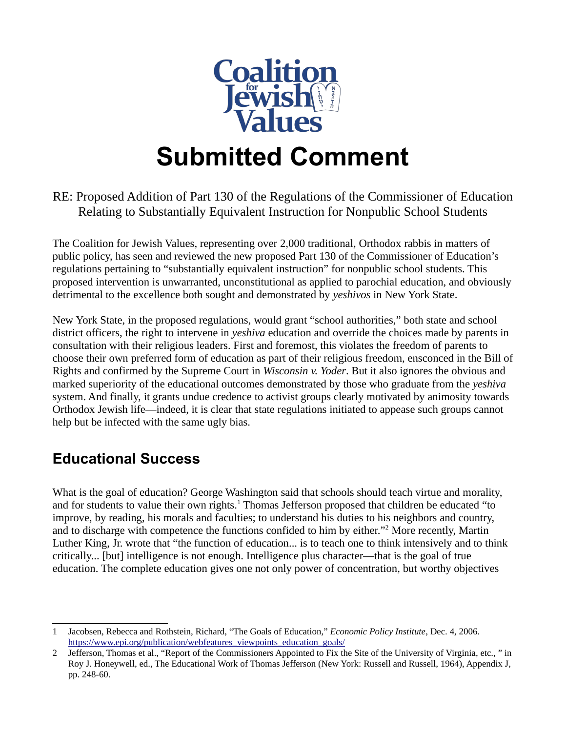Coalition for Jewish Values

# Submitted Comment

RE: Proposed Addition of Part 130 of the Regulations of the Commissioner of Education Relating to Substantially Equivalent Instruction for Nonpublic School Students

The Coalition for Jewish Values, representing over 2,000 traditional, Orthodox rabbis in matters of public policy, has seen and reviewed the new proposed Part 130 of the Commissioner of Education's regulations pertaining to "substantially equivalent instruction" for nonpublic school students. This proposed intervention is unwarranted, unconstitutional as applied to parochial education, and obviously detrimental to the excellence both sought and demonstrated by *yeshivos* in New York State.

New York State, in the proposed regulations, would grant "school authorities," both state and school district officers, the right to intervene in *yeshiva* education and override the choices made by parents in consultation with their religious leaders. First and foremost, this violates the freedom of parents to choose their own preferred form of education as part of their religious freedom, ensconced in the Bill of Rights and confirmed by the Supreme Court in *Wisconsin v. Yoder*. But it also ignores the obvious and marked superiority of the educational outcomes demonstrated by those who graduate from the *yeshiva* system. And finally, it grants undue credence to activist groups clearly motivated by animosity towards Orthodox Jewish life—indeed, it is clear that state regulations initiated to appease such groups cannot help but be infected with the same ugly bias.

## Educational Success

What is the goal of education? George Washington said that schools should teach virtue and morality, and for students to value their own rights.[1] Thomas Jefferson proposed that children be educated "to improve, by reading, his morals and faculties; to understand his duties to his neighbors and country, and to discharge with competence the functions confided to him by either."[2] More recently, Martin Luther King, Jr. wrote that "the function of education... is to teach one to think intensively and to think critically... [but] intelligence is not enough. Intelligence plus character—that is the goal of true education. The complete education gives one not only power of concentration, but worthy objectives

---

1 Jacobsen, Rebecca and Rothstein, Richard, "The Goals of Education," *Economic Policy Institute*, Dec. 4, 2006. https://www.epi.org/publication/webfeatures_viewpoints_education_goals/

2 Jefferson, Thomas et al., "Report of the Commissioners Appointed to Fix the Site of the University of Virginia, etc., " in Roy J. Honeywell, ed., The Educational Work of Thomas Jefferson (New York: Russell and Russell, 1964), Appendix J, pp. 248-60.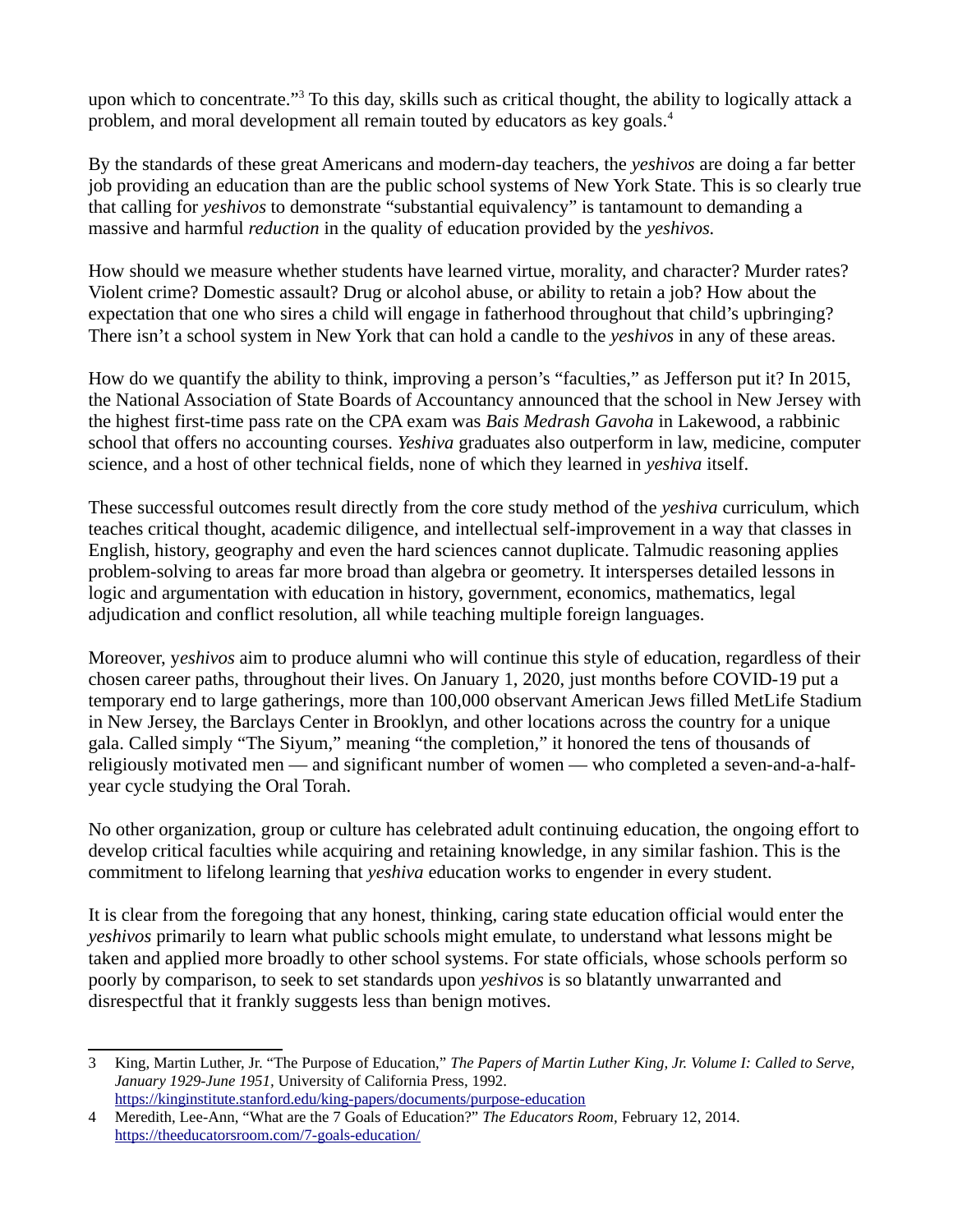upon which to concentrate."[3] To this day, skills such as critical thought, the ability to logically attack a problem, and moral development all remain touted by educators as key goals.[4]

By the standards of these great Americans and modern-day teachers, the *yeshivos* are doing a far better job providing an education than are the public school systems of New York State. This is so clearly true that calling for *yeshivos* to demonstrate "substantial equivalency" is tantamount to demanding a massive and harmful *reduction* in the quality of education provided by the *yeshivos.*

How should we measure whether students have learned virtue, morality, and character? Murder rates? Violent crime? Domestic assault? Drug or alcohol abuse, or ability to retain a job? How about the expectation that one who sires a child will engage in fatherhood throughout that child's upbringing? There isn't a school system in New York that can hold a candle to the *yeshivos* in any of these areas.

How do we quantify the ability to think, improving a person's "faculties," as Jefferson put it? In 2015, the National Association of State Boards of Accountancy announced that the school in New Jersey with the highest first-time pass rate on the CPA exam was *Bais Medrash Gavoha* in Lakewood, a rabbinic school that offers no accounting courses. *Yeshiva* graduates also outperform in law, medicine, computer science, and a host of other technical fields, none of which they learned in *yeshiva* itself.

These successful outcomes result directly from the core study method of the *yeshiva* curriculum, which teaches critical thought, academic diligence, and intellectual self-improvement in a way that classes in English, history, geography and even the hard sciences cannot duplicate. Talmudic reasoning applies problem-solving to areas far more broad than algebra or geometry. It intersperses detailed lessons in logic and argumentation with education in history, government, economics, mathematics, legal adjudication and conflict resolution, all while teaching multiple foreign languages.

Moreover, y*eshivos* aim to produce alumni who will continue this style of education, regardless of their chosen career paths, throughout their lives. On January 1, 2020, just months before COVID-19 put a temporary end to large gatherings, more than 100,000 observant American Jews filled MetLife Stadium in New Jersey, the Barclays Center in Brooklyn, and other locations across the country for a unique gala. Called simply "The Siyum," meaning "the completion," it honored the tens of thousands of religiously motivated men — and significant number of women — who completed a seven-and-a-half-year cycle studying the Oral Torah.

No other organization, group or culture has celebrated adult continuing education, the ongoing effort to develop critical faculties while acquiring and retaining knowledge, in any similar fashion. This is the commitment to lifelong learning that *yeshiva* education works to engender in every student.

It is clear from the foregoing that any honest, thinking, caring state education official would enter the *yeshivos* primarily to learn what public schools might emulate, to understand what lessons might be taken and applied more broadly to other school systems. For state officials, whose schools perform so poorly by comparison, to seek to set standards upon *yeshivos* is so blatantly unwarranted and disrespectful that it frankly suggests less than benign motives.

---

3 King, Martin Luther, Jr. "The Purpose of Education," *The Papers of Martin Luther King, Jr. Volume I: Called to Serve, January 1929-June 1951,* University of California Press, 1992. https://kinginstitute.stanford.edu/king-papers/documents/purpose-education

4 Meredith, Lee-Ann, "What are the 7 Goals of Education?" *The Educators Room,* February 12, 2014. https://theeducatorsroom.com/7-goals-education/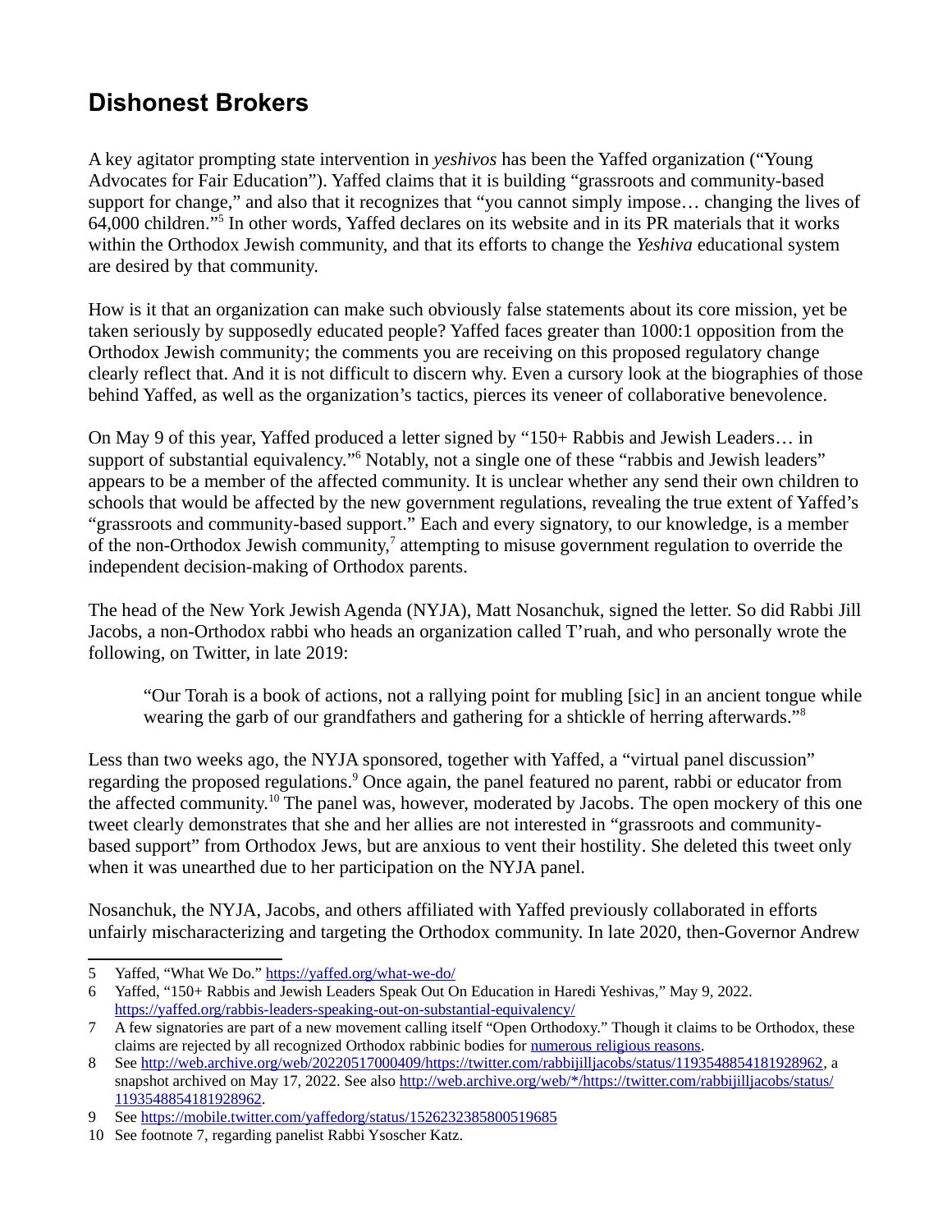## Dishonest Brokers

A key agitator prompting state intervention in *yeshivos* has been the Yaffed organization ("Young Advocates for Fair Education"). Yaffed claims that it is building "grassroots and community-based support for change," and also that it recognizes that "you cannot simply impose… changing the lives of 64,000 children."[5] In other words, Yaffed declares on its website and in its PR materials that it works within the Orthodox Jewish community, and that its efforts to change the *Yeshiva* educational system are desired by that community.

How is it that an organization can make such obviously false statements about its core mission, yet be taken seriously by supposedly educated people? Yaffed faces greater than 1000:1 opposition from the Orthodox Jewish community; the comments you are receiving on this proposed regulatory change clearly reflect that. And it is not difficult to discern why. Even a cursory look at the biographies of those behind Yaffed, as well as the organization's tactics, pierces its veneer of collaborative benevolence.

On May 9 of this year, Yaffed produced a letter signed by "150+ Rabbis and Jewish Leaders… in support of substantial equivalency."[6] Notably, not a single one of these "rabbis and Jewish leaders" appears to be a member of the affected community. It is unclear whether any send their own children to schools that would be affected by the new government regulations, revealing the true extent of Yaffed's "grassroots and community-based support." Each and every signatory, to our knowledge, is a member of the non-Orthodox Jewish community,[7] attempting to misuse government regulation to override the independent decision-making of Orthodox parents.

The head of the New York Jewish Agenda (NYJA), Matt Nosanchuk, signed the letter. So did Rabbi Jill Jacobs, a non-Orthodox rabbi who heads an organization called T'ruah, and who personally wrote the following, on Twitter, in late 2019:

> "Our Torah is a book of actions, not a rallying point for mubling [sic] in an ancient tongue while wearing the garb of our grandfathers and gathering for a shtickle of herring afterwards."[8]

Less than two weeks ago, the NYJA sponsored, together with Yaffed, a "virtual panel discussion" regarding the proposed regulations.[9] Once again, the panel featured no parent, rabbi or educator from the affected community.[10] The panel was, however, moderated by Jacobs. The open mockery of this one tweet clearly demonstrates that she and her allies are not interested in "grassroots and community-based support" from Orthodox Jews, but are anxious to vent their hostility. She deleted this tweet only when it was unearthed due to her participation on the NYJA panel.

Nosanchuk, the NYJA, Jacobs, and others affiliated with Yaffed previously collaborated in efforts unfairly mischaracterizing and targeting the Orthodox community. In late 2020, then-Governor Andrew

---

5 Yaffed, "What We Do." https://yaffed.org/what-we-do/

6 Yaffed, "150+ Rabbis and Jewish Leaders Speak Out On Education in Haredi Yeshivas," May 9, 2022. https://yaffed.org/rabbis-leaders-speaking-out-on-substantial-equivalency/

7 A few signatories are part of a new movement calling itself "Open Orthodoxy." Though it claims to be Orthodox, these claims are rejected by all recognized Orthodox rabbinic bodies for numerous religious reasons.

8 See http://web.archive.org/web/20220517000409/https://twitter.com/rabbijilljacobs/status/1193548854181928962, a snapshot archived on May 17, 2022. See also http://web.archive.org/web/*/https://twitter.com/rabbijilljacobs/status/1193548854181928962.

9 See https://mobile.twitter.com/yaffedorg/status/1526232385800519685

10 See footnote 7, regarding panelist Rabbi Ysoscher Katz.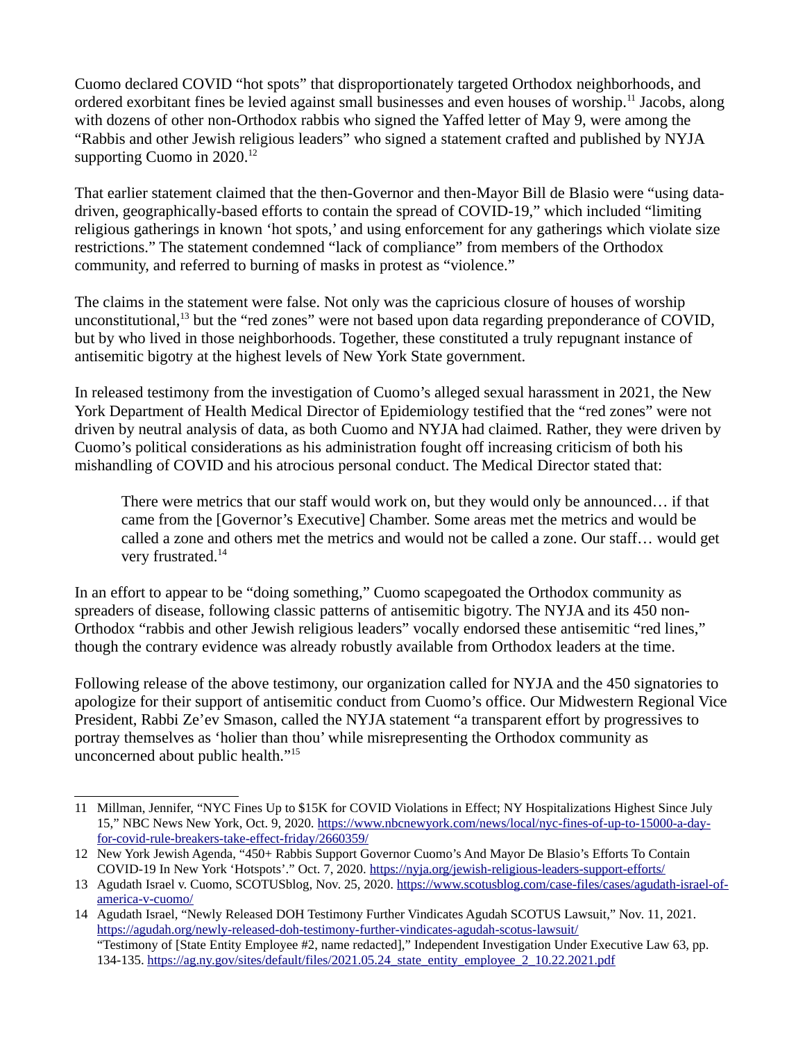Cuomo declared COVID "hot spots" that disproportionately targeted Orthodox neighborhoods, and ordered exorbitant fines be levied against small businesses and even houses of worship.[11] Jacobs, along with dozens of other non-Orthodox rabbis who signed the Yaffed letter of May 9, were among the "Rabbis and other Jewish religious leaders" who signed a statement crafted and published by NYJA supporting Cuomo in 2020.[12]

That earlier statement claimed that the then-Governor and then-Mayor Bill de Blasio were "using data-driven, geographically-based efforts to contain the spread of COVID-19," which included "limiting religious gatherings in known 'hot spots,' and using enforcement for any gatherings which violate size restrictions." The statement condemned "lack of compliance" from members of the Orthodox community, and referred to burning of masks in protest as "violence."

The claims in the statement were false. Not only was the capricious closure of houses of worship unconstitutional,[13] but the "red zones" were not based upon data regarding preponderance of COVID, but by who lived in those neighborhoods. Together, these constituted a truly repugnant instance of antisemitic bigotry at the highest levels of New York State government.

In released testimony from the investigation of Cuomo's alleged sexual harassment in 2021, the New York Department of Health Medical Director of Epidemiology testified that the "red zones" were not driven by neutral analysis of data, as both Cuomo and NYJA had claimed. Rather, they were driven by Cuomo's political considerations as his administration fought off increasing criticism of both his mishandling of COVID and his atrocious personal conduct. The Medical Director stated that:

> There were metrics that our staff would work on, but they would only be announced… if that came from the [Governor's Executive] Chamber. Some areas met the metrics and would be called a zone and others met the metrics and would not be called a zone. Our staff… would get very frustrated.[14]

In an effort to appear to be "doing something," Cuomo scapegoated the Orthodox community as spreaders of disease, following classic patterns of antisemitic bigotry. The NYJA and its 450 non-Orthodox "rabbis and other Jewish religious leaders" vocally endorsed these antisemitic "red lines," though the contrary evidence was already robustly available from Orthodox leaders at the time.

Following release of the above testimony, our organization called for NYJA and the 450 signatories to apologize for their support of antisemitic conduct from Cuomo's office. Our Midwestern Regional Vice President, Rabbi Ze'ev Smason, called the NYJA statement "a transparent effort by progressives to portray themselves as 'holier than thou' while misrepresenting the Orthodox community as unconcerned about public health."[15]

---

11 Millman, Jennifer, "NYC Fines Up to $15K for COVID Violations in Effect; NY Hospitalizations Highest Since July 15," NBC News New York, Oct. 9, 2020. https://www.nbcnewyork.com/news/local/nyc-fines-of-up-to-15000-a-day-for-covid-rule-breakers-take-effect-friday/2660359/

12 New York Jewish Agenda, "450+ Rabbis Support Governor Cuomo's And Mayor De Blasio's Efforts To Contain COVID-19 In New York 'Hotspots'." Oct. 7, 2020. https://nyja.org/jewish-religious-leaders-support-efforts/

13 Agudath Israel v. Cuomo, SCOTUSblog, Nov. 25, 2020. https://www.scotusblog.com/case-files/cases/agudath-israel-of-america-v-cuomo/

14 Agudath Israel, "Newly Released DOH Testimony Further Vindicates Agudah SCOTUS Lawsuit," Nov. 11, 2021. https://agudah.org/newly-released-doh-testimony-further-vindicates-agudah-scotus-lawsuit/
"Testimony of [State Entity Employee #2, name redacted]," Independent Investigation Under Executive Law 63, pp. 134-135. https://ag.ny.gov/sites/default/files/2021.05.24_state_entity_employee_2_10.22.2021.pdf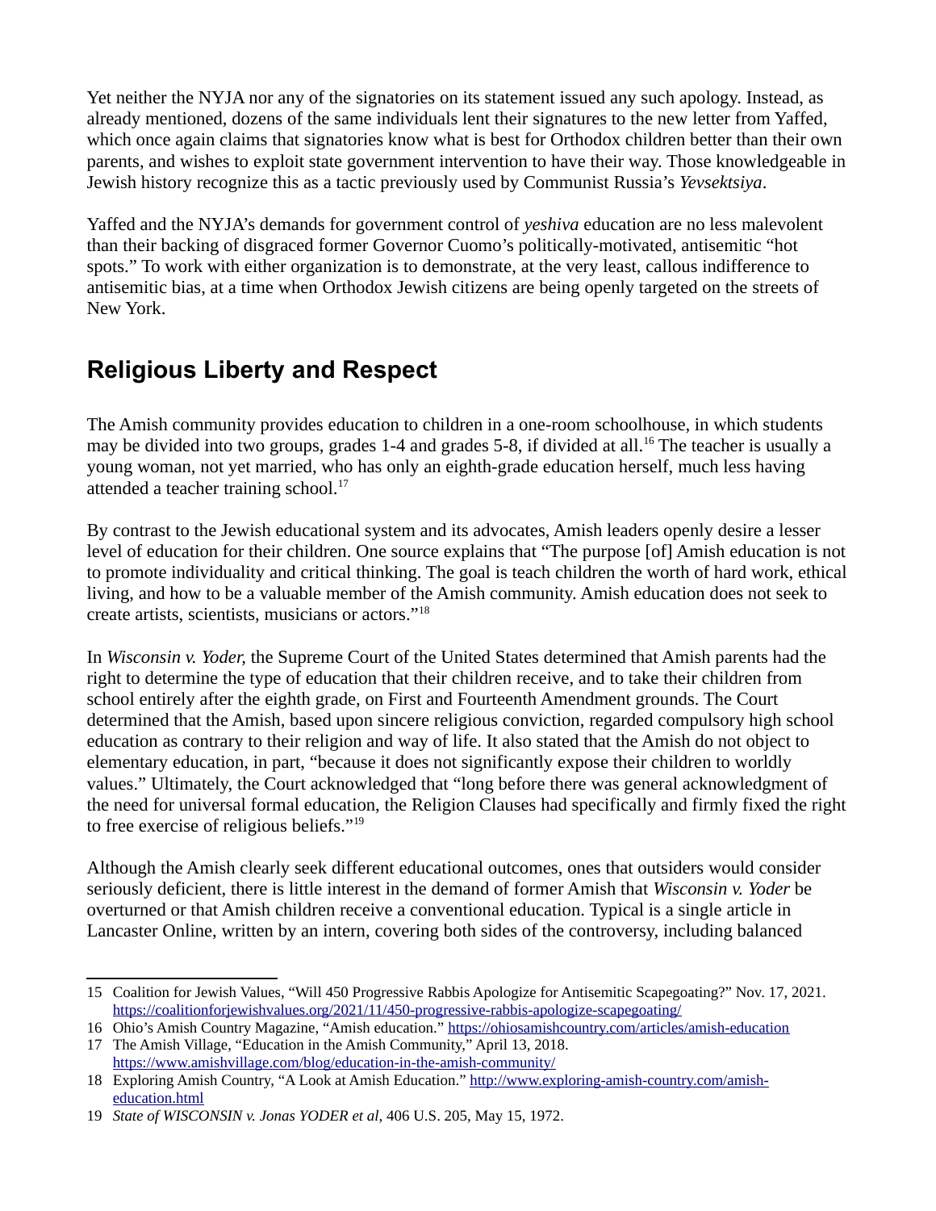Yet neither the NYJA nor any of the signatories on its statement issued any such apology. Instead, as already mentioned, dozens of the same individuals lent their signatures to the new letter from Yaffed, which once again claims that signatories know what is best for Orthodox children better than their own parents, and wishes to exploit state government intervention to have their way. Those knowledgeable in Jewish history recognize this as a tactic previously used by Communist Russia's *Yevsektsiya*.

Yaffed and the NYJA's demands for government control of *yeshiva* education are no less malevolent than their backing of disgraced former Governor Cuomo's politically-motivated, antisemitic "hot spots." To work with either organization is to demonstrate, at the very least, callous indifference to antisemitic bias, at a time when Orthodox Jewish citizens are being openly targeted on the streets of New York.

## Religious Liberty and Respect

The Amish community provides education to children in a one-room schoolhouse, in which students may be divided into two groups, grades 1-4 and grades 5-8, if divided at all.[16] The teacher is usually a young woman, not yet married, who has only an eighth-grade education herself, much less having attended a teacher training school.[17]

By contrast to the Jewish educational system and its advocates, Amish leaders openly desire a lesser level of education for their children. One source explains that "The purpose [of] Amish education is not to promote individuality and critical thinking. The goal is teach children the worth of hard work, ethical living, and how to be a valuable member of the Amish community. Amish education does not seek to create artists, scientists, musicians or actors."[18]

In *Wisconsin v. Yoder,* the Supreme Court of the United States determined that Amish parents had the right to determine the type of education that their children receive, and to take their children from school entirely after the eighth grade, on First and Fourteenth Amendment grounds. The Court determined that the Amish, based upon sincere religious conviction, regarded compulsory high school education as contrary to their religion and way of life. It also stated that the Amish do not object to elementary education, in part, "because it does not significantly expose their children to worldly values." Ultimately, the Court acknowledged that "long before there was general acknowledgment of the need for universal formal education, the Religion Clauses had specifically and firmly fixed the right to free exercise of religious beliefs."[19]

Although the Amish clearly seek different educational outcomes, ones that outsiders would consider seriously deficient, there is little interest in the demand of former Amish that *Wisconsin v. Yoder* be overturned or that Amish children receive a conventional education. Typical is a single article in Lancaster Online, written by an intern, covering both sides of the controversy, including balanced

---

15 Coalition for Jewish Values, "Will 450 Progressive Rabbis Apologize for Antisemitic Scapegoating?" Nov. 17, 2021. https://coalitionforjewishvalues.org/2021/11/450-progressive-rabbis-apologize-scapegoating/

16 Ohio's Amish Country Magazine, "Amish education." https://ohiosamishcountry.com/articles/amish-education

17 The Amish Village, "Education in the Amish Community," April 13, 2018. https://www.amishvillage.com/blog/education-in-the-amish-community/

18 Exploring Amish Country, "A Look at Amish Education." http://www.exploring-amish-country.com/amish-education.html

19 *State of WISCONSIN v. Jonas YODER et al,* 406 U.S. 205, May 15, 1972.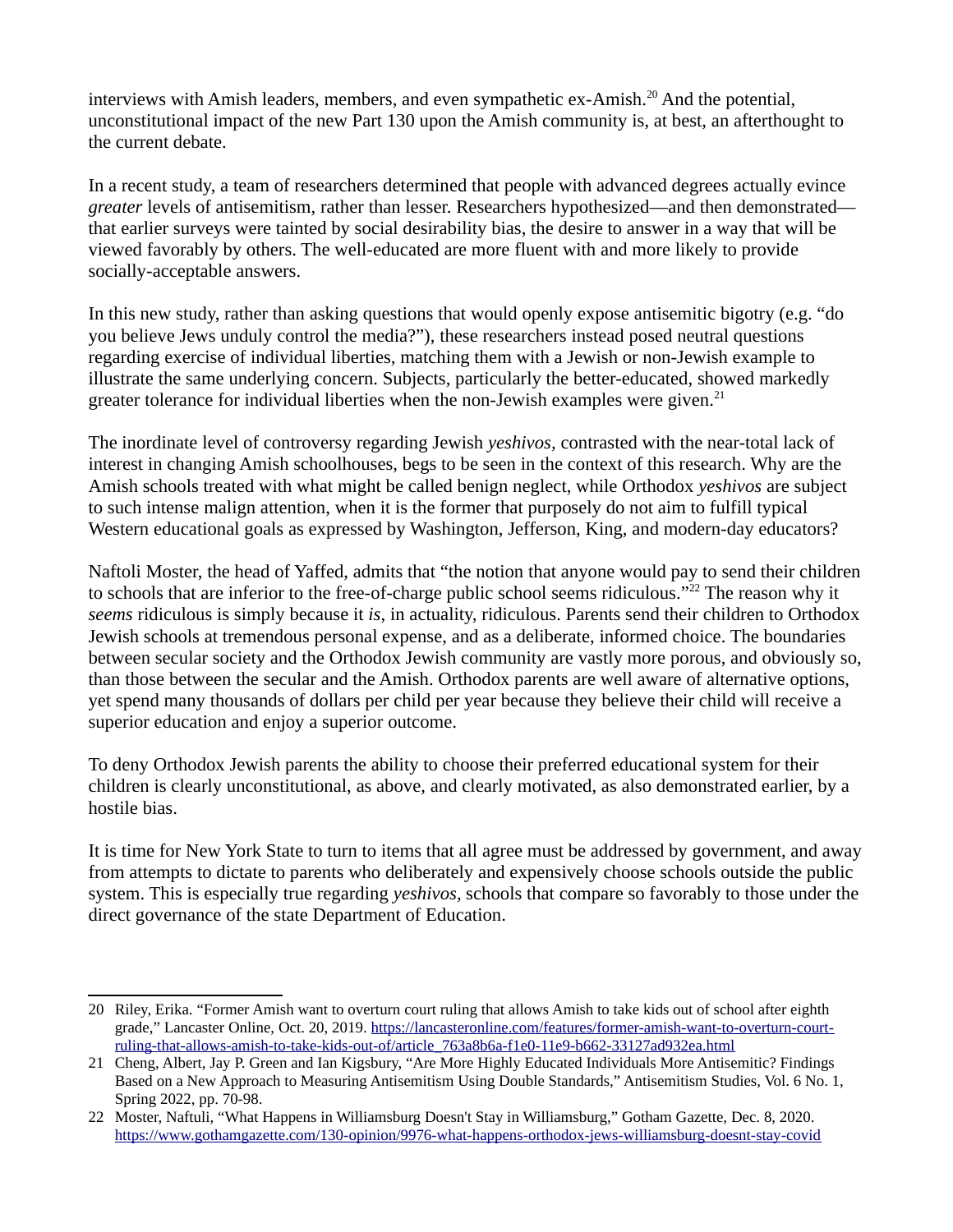interviews with Amish leaders, members, and even sympathetic ex-Amish.[20] And the potential, unconstitutional impact of the new Part 130 upon the Amish community is, at best, an afterthought to the current debate.

In a recent study, a team of researchers determined that people with advanced degrees actually evince *greater* levels of antisemitism, rather than lesser. Researchers hypothesized—and then demonstrated—that earlier surveys were tainted by social desirability bias, the desire to answer in a way that will be viewed favorably by others. The well-educated are more fluent with and more likely to provide socially-acceptable answers.

In this new study, rather than asking questions that would openly expose antisemitic bigotry (e.g. "do you believe Jews unduly control the media?"), these researchers instead posed neutral questions regarding exercise of individual liberties, matching them with a Jewish or non-Jewish example to illustrate the same underlying concern. Subjects, particularly the better-educated, showed markedly greater tolerance for individual liberties when the non-Jewish examples were given.[21]

The inordinate level of controversy regarding Jewish *yeshivos*, contrasted with the near-total lack of interest in changing Amish schoolhouses, begs to be seen in the context of this research. Why are the Amish schools treated with what might be called benign neglect, while Orthodox *yeshivos* are subject to such intense malign attention, when it is the former that purposely do not aim to fulfill typical Western educational goals as expressed by Washington, Jefferson, King, and modern-day educators?

Naftoli Moster, the head of Yaffed, admits that "the notion that anyone would pay to send their children to schools that are inferior to the free-of-charge public school seems ridiculous."[22] The reason why it *seems* ridiculous is simply because it *is*, in actuality, ridiculous. Parents send their children to Orthodox Jewish schools at tremendous personal expense, and as a deliberate, informed choice. The boundaries between secular society and the Orthodox Jewish community are vastly more porous, and obviously so, than those between the secular and the Amish. Orthodox parents are well aware of alternative options, yet spend many thousands of dollars per child per year because they believe their child will receive a superior education and enjoy a superior outcome.

To deny Orthodox Jewish parents the ability to choose their preferred educational system for their children is clearly unconstitutional, as above, and clearly motivated, as also demonstrated earlier, by a hostile bias.

It is time for New York State to turn to items that all agree must be addressed by government, and away from attempts to dictate to parents who deliberately and expensively choose schools outside the public system. This is especially true regarding *yeshivos*, schools that compare so favorably to those under the direct governance of the state Department of Education.

---

20 Riley, Erika. "Former Amish want to overturn court ruling that allows Amish to take kids out of school after eighth grade," Lancaster Online, Oct. 20, 2019. https://lancasteronline.com/features/former-amish-want-to-overturn-court-ruling-that-allows-amish-to-take-kids-out-of/article_763a8b6a-f1e0-11e9-b662-33127ad932ea.html

21 Cheng, Albert, Jay P. Green and Ian Kigsbury, "Are More Highly Educated Individuals More Antisemitic? Findings Based on a New Approach to Measuring Antisemitism Using Double Standards," Antisemitism Studies, Vol. 6 No. 1, Spring 2022, pp. 70-98.

22 Moster, Naftuli, "What Happens in Williamsburg Doesn't Stay in Williamsburg," Gotham Gazette, Dec. 8, 2020. https://www.gothamgazette.com/130-opinion/9976-what-happens-orthodox-jews-williamsburg-doesnt-stay-covid